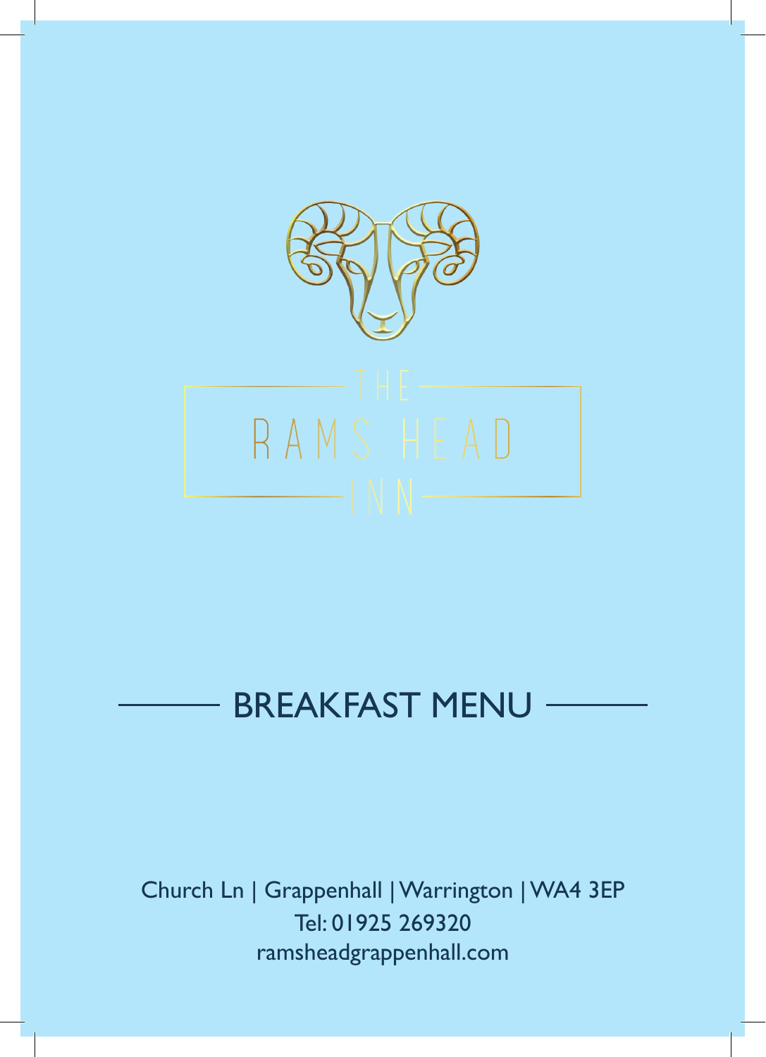# THE RAMS HEAD INN

## BREAKFAST MENU

Church Ln | Grappenhall | Warrington | WA4 3EP
Tel: 01925 269320
ramsheadgrappenhall.com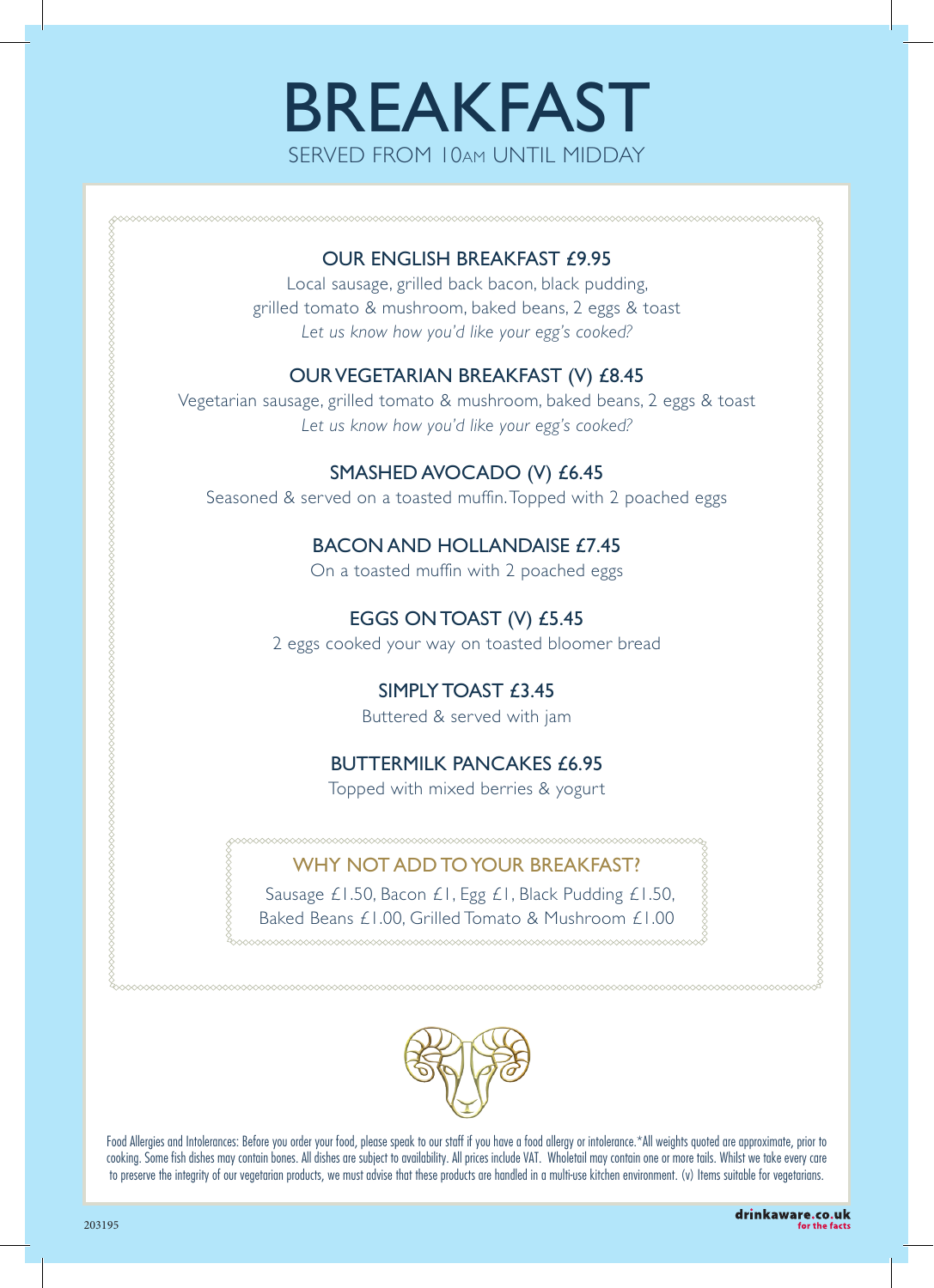# BREAKFAST

SERVED FROM 10AM UNTIL MIDDAY

## OUR ENGLISH BREAKFAST £9.95

Local sausage, grilled back bacon, black pudding, grilled tomato & mushroom, baked beans, 2 eggs & toast

*Let us know how you'd like your egg's cooked?*

## OUR VEGETARIAN BREAKFAST (V) £8.45

Vegetarian sausage, grilled tomato & mushroom, baked beans, 2 eggs & toast

*Let us know how you'd like your egg's cooked?*

## SMASHED AVOCADO (V) £6.45

Seasoned & served on a toasted muffin. Topped with 2 poached eggs

## BACON AND HOLLANDAISE £7.45

On a toasted muffin with 2 poached eggs

## EGGS ON TOAST (V) £5.45

2 eggs cooked your way on toasted bloomer bread

## SIMPLY TOAST £3.45

Buttered & served with jam

## BUTTERMILK PANCAKES £6.95

Topped with mixed berries & yogurt

### WHY NOT ADD TO YOUR BREAKFAST?

Sausage £1.50, Bacon £1, Egg £1, Black Pudding £1.50, Baked Beans £1.00, Grilled Tomato & Mushroom £1.00

Food Allergies and Intolerances: Before you order your food, please speak to our staff if you have a food allergy or intolerance.*All weights quoted are approximate, prior to cooking. Some fish dishes may contain bones. All dishes are subject to availability. All prices include VAT. Wholetail may contain one or more tails. Whilst we take every care to preserve the integrity of our vegetarian products, we must advise that these products are handled in a multi-use kitchen environment. (v) Items suitable for vegetarians.

203195

drinkaware.co.uk for the facts